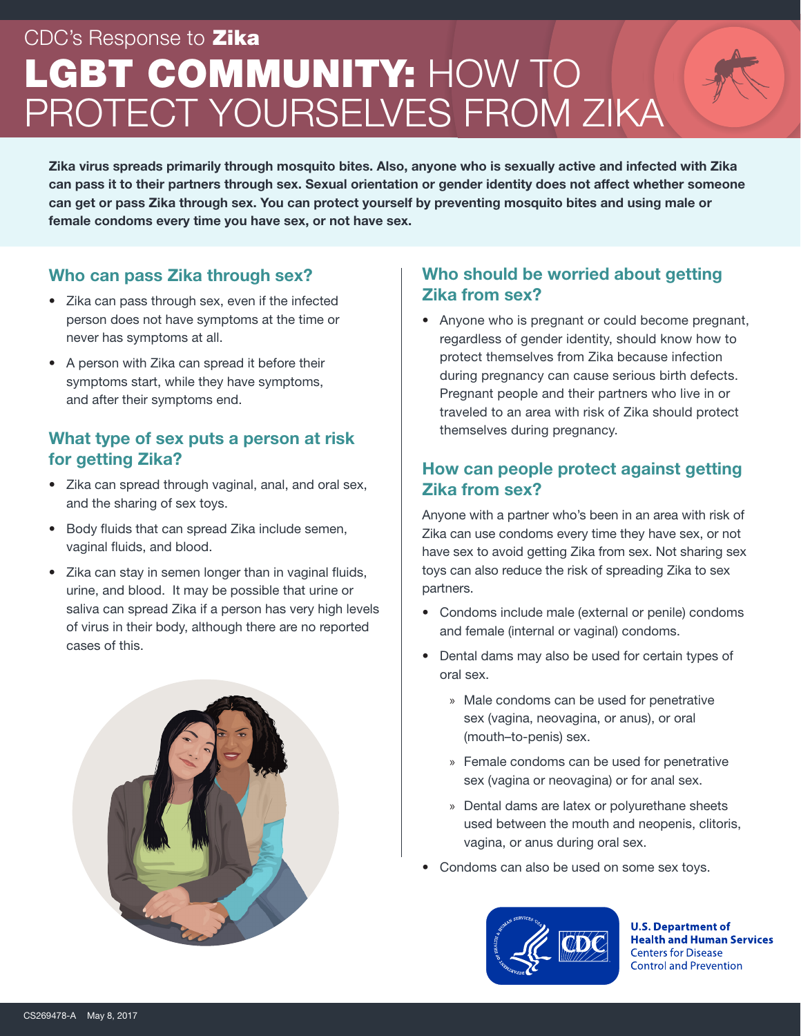CDC's Response to **Zika**

# LGBT COMMUNITY: HOW TO PROTECT YOURSELVES FROM ZIKA

**Zika virus spreads primarily through mosquito bites. Also, anyone who is sexually active and infected with Zika can pass it to their partners through sex. Sexual orientation or gender identity does not affect whether someone can get or pass Zika through sex. You can protect yourself by preventing mosquito bites and using male or female condoms every time you have sex, or not have sex.**

## Who can pass Zika through sex?

- Zika can pass through sex, even if the infected person does not have symptoms at the time or never has symptoms at all.
- A person with Zika can spread it before their symptoms start, while they have symptoms, and after their symptoms end.

## What type of sex puts a person at risk for getting Zika?

- Zika can spread through vaginal, anal, and oral sex, and the sharing of sex toys.
- Body fluids that can spread Zika include semen, vaginal fluids, and blood.
- Zika can stay in semen longer than in vaginal fluids, urine, and blood. It may be possible that urine or saliva can spread Zika if a person has very high levels of virus in their body, although there are no reported cases of this.

## Who should be worried about getting Zika from sex?

- Anyone who is pregnant or could become pregnant, regardless of gender identity, should know how to protect themselves from Zika because infection during pregnancy can cause serious birth defects. Pregnant people and their partners who live in or traveled to an area with risk of Zika should protect themselves during pregnancy.

## How can people protect against getting Zika from sex?

Anyone with a partner who's been in an area with risk of Zika can use condoms every time they have sex, or not have sex to avoid getting Zika from sex. Not sharing sex toys can also reduce the risk of spreading Zika to sex partners.

- Condoms include male (external or penile) condoms and female (internal or vaginal) condoms.
- Dental dams may also be used for certain types of oral sex.
  - Male condoms can be used for penetrative sex (vagina, neovagina, or anus), or oral (mouth–to-penis) sex.
  - Female condoms can be used for penetrative sex (vagina or neovagina) or for anal sex.
  - Dental dams are latex or polyurethane sheets used between the mouth and neopenis, clitoris, vagina, or anus during oral sex.
- Condoms can also be used on some sex toys.

U.S. Department of Health and Human Services
Centers for Disease Control and Prevention

CS269478-A May 8, 2017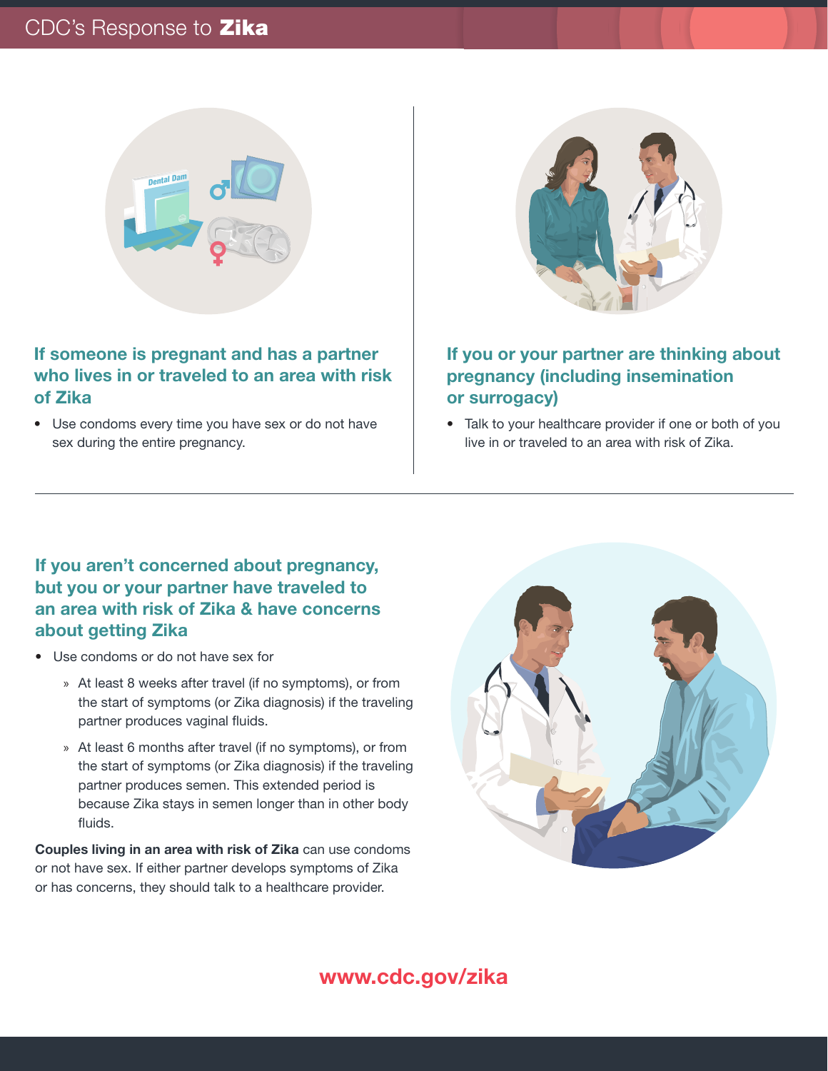## If someone is pregnant and has a partner who lives in or traveled to an area with risk of Zika

- Use condoms every time you have sex or do not have sex during the entire pregnancy.

## If you or your partner are thinking about pregnancy (including insemination or surrogacy)

- Talk to your healthcare provider if one or both of you live in or traveled to an area with risk of Zika.

## If you aren't concerned about pregnancy, but you or your partner have traveled to an area with risk of Zika & have concerns about getting Zika

- Use condoms or do not have sex for
  - At least 8 weeks after travel (if no symptoms), or from the start of symptoms (or Zika diagnosis) if the traveling partner produces vaginal fluids.
  - At least 6 months after travel (if no symptoms), or from the start of symptoms (or Zika diagnosis) if the traveling partner produces semen. This extended period is because Zika stays in semen longer than in other body fluids.

**Couples living in an area with risk of Zika** can use condoms or not have sex. If either partner develops symptoms of Zika or has concerns, they should talk to a healthcare provider.

**www.cdc.gov/zika**